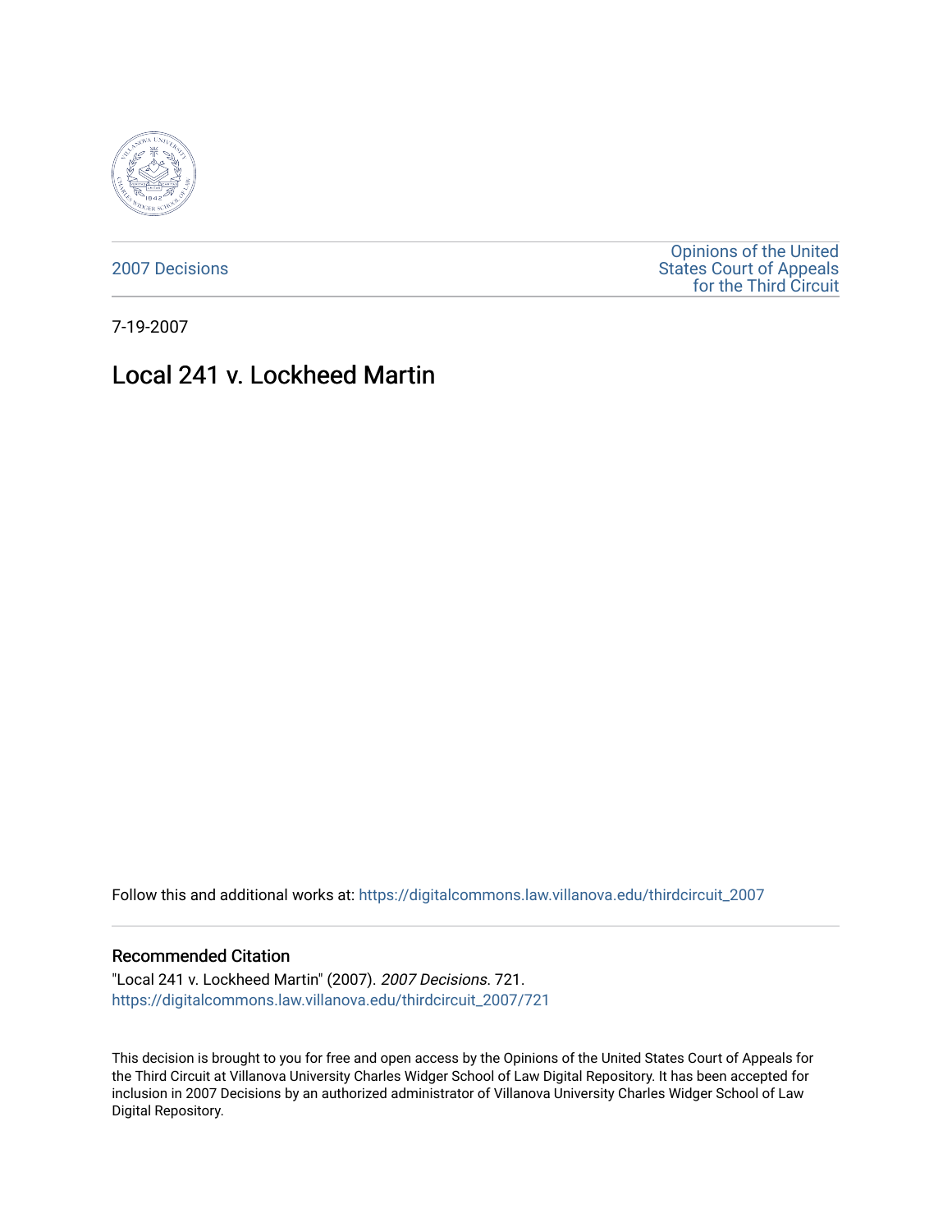2007 Decisions

Opinions of the United States Court of Appeals for the Third Circuit

7-19-2007

# Local 241 v. Lockheed Martin

Follow this and additional works at: https://digitalcommons.law.villanova.edu/thirdcircuit_2007

## Recommended Citation

"Local 241 v. Lockheed Martin" (2007). *2007 Decisions*. 721.
https://digitalcommons.law.villanova.edu/thirdcircuit_2007/721

This decision is brought to you for free and open access by the Opinions of the United States Court of Appeals for the Third Circuit at Villanova University Charles Widger School of Law Digital Repository. It has been accepted for inclusion in 2007 Decisions by an authorized administrator of Villanova University Charles Widger School of Law Digital Repository.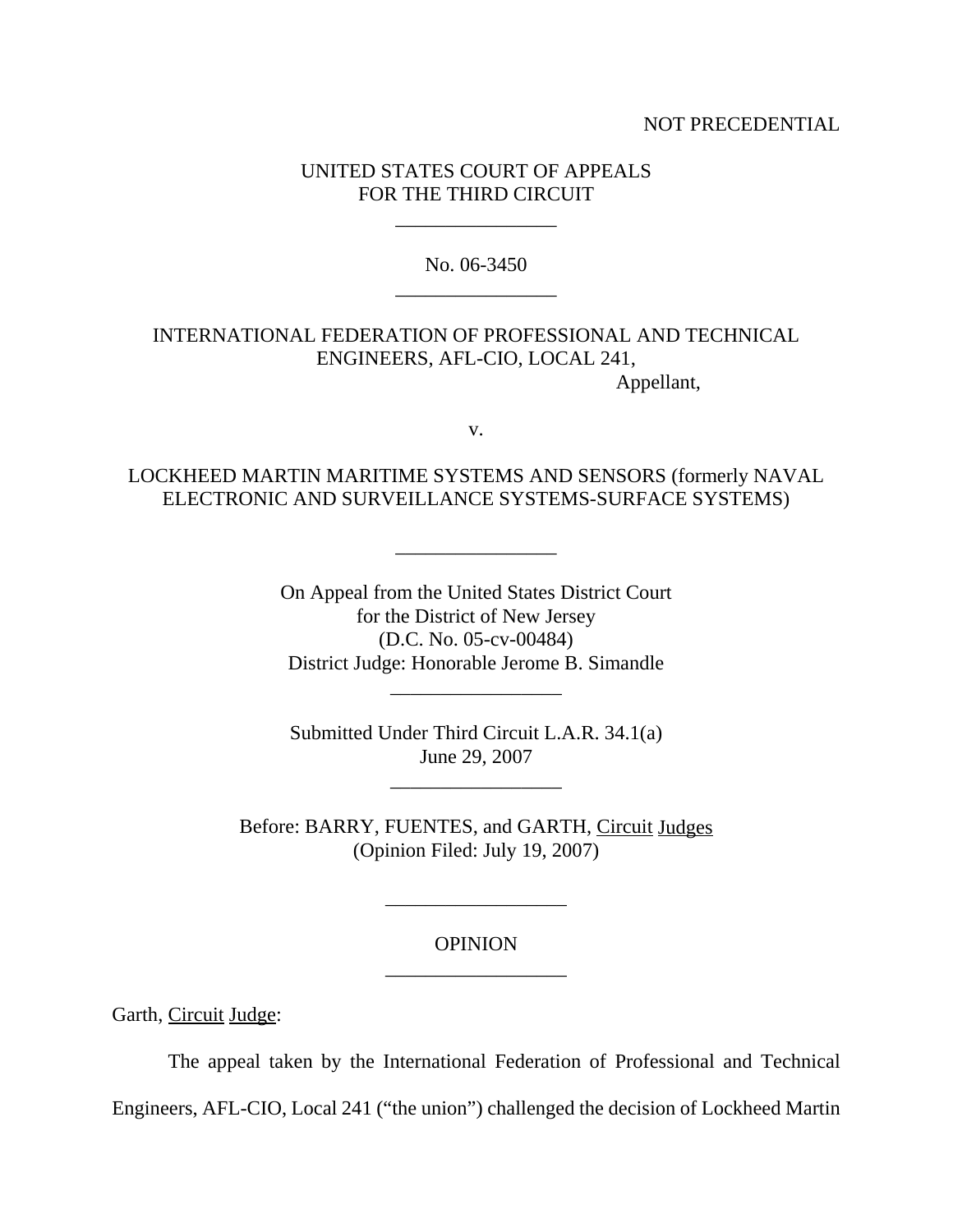NOT PRECEDENTIAL

UNITED STATES COURT OF APPEALS
FOR THE THIRD CIRCUIT

---

No. 06-3450

---

INTERNATIONAL FEDERATION OF PROFESSIONAL AND TECHNICAL ENGINEERS, AFL-CIO, LOCAL 241,

Appellant,

v.

LOCKHEED MARTIN MARITIME SYSTEMS AND SENSORS (formerly NAVAL ELECTRONIC AND SURVEILLANCE SYSTEMS-SURFACE SYSTEMS)

---

On Appeal from the United States District Court
for the District of New Jersey
(D.C. No. 05-cv-00484)
District Judge: Honorable Jerome B. Simandle

---

Submitted Under Third Circuit L.A.R. 34.1(a)
June 29, 2007

---

Before: BARRY, FUENTES, and GARTH, Circuit Judges
(Opinion Filed: July 19, 2007)

---

OPINION

---

Garth, Circuit Judge:

The appeal taken by the International Federation of Professional and Technical Engineers, AFL-CIO, Local 241 ("the union") challenged the decision of Lockheed Martin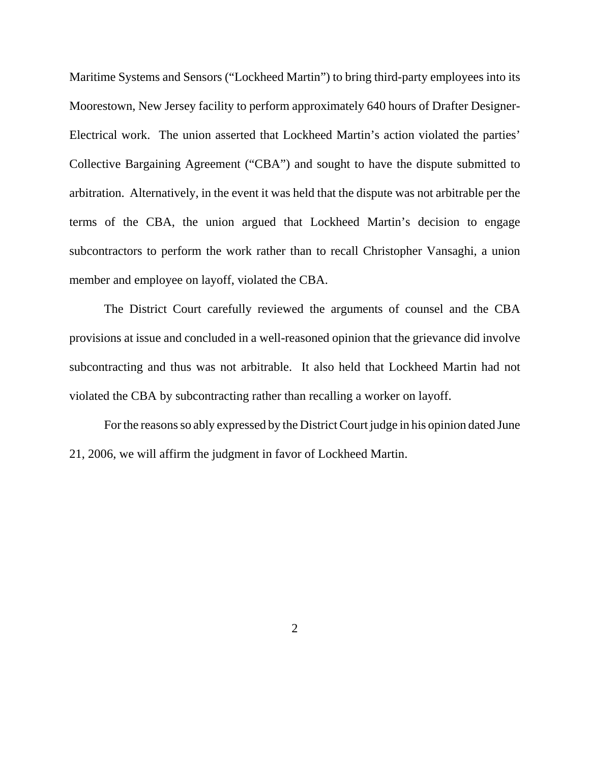Maritime Systems and Sensors ("Lockheed Martin") to bring third-party employees into its Moorestown, New Jersey facility to perform approximately 640 hours of Drafter Designer-Electrical work. The union asserted that Lockheed Martin's action violated the parties' Collective Bargaining Agreement ("CBA") and sought to have the dispute submitted to arbitration. Alternatively, in the event it was held that the dispute was not arbitrable per the terms of the CBA, the union argued that Lockheed Martin's decision to engage subcontractors to perform the work rather than to recall Christopher Vansaghi, a union member and employee on layoff, violated the CBA.

The District Court carefully reviewed the arguments of counsel and the CBA provisions at issue and concluded in a well-reasoned opinion that the grievance did involve subcontracting and thus was not arbitrable. It also held that Lockheed Martin had not violated the CBA by subcontracting rather than recalling a worker on layoff.

For the reasons so ably expressed by the District Court judge in his opinion dated June 21, 2006, we will affirm the judgment in favor of Lockheed Martin.